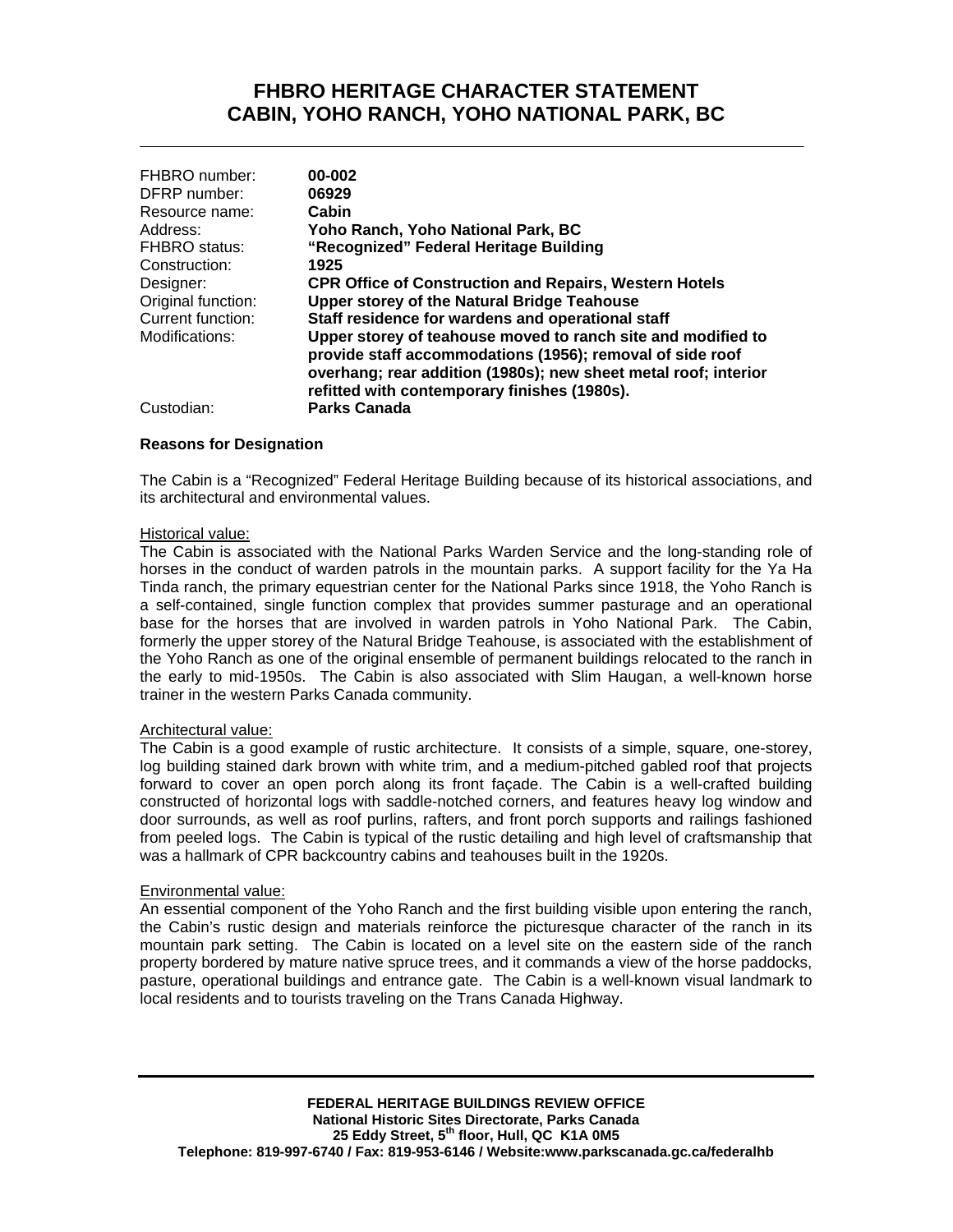# FHBRO HERITAGE CHARACTER STATEMENT
# CABIN, YOHO RANCH, YOHO NATIONAL PARK, BC

| | |
|---|---|
| FHBRO number: | **00-002** |
| DFRP number: | **06929** |
| Resource name: | **Cabin** |
| Address: | **Yoho Ranch, Yoho National Park, BC** |
| FHBRO status: | **"Recognized" Federal Heritage Building** |
| Construction: | **1925** |
| Designer: | **CPR Office of Construction and Repairs, Western Hotels** |
| Original function: | **Upper storey of the Natural Bridge Teahouse** |
| Current function: | **Staff residence for wardens and operational staff** |
| Modifications: | **Upper storey of teahouse moved to ranch site and modified to provide staff accommodations (1956); removal of side roof overhang; rear addition (1980s); new sheet metal roof; interior refitted with contemporary finishes (1980s).** |
| Custodian: | **Parks Canada** |

### Reasons for Designation

The Cabin is a "Recognized" Federal Heritage Building because of its historical associations, and its architectural and environmental values.

Historical value:

The Cabin is associated with the National Parks Warden Service and the long-standing role of horses in the conduct of warden patrols in the mountain parks. A support facility for the Ya Ha Tinda ranch, the primary equestrian center for the National Parks since 1918, the Yoho Ranch is a self-contained, single function complex that provides summer pasturage and an operational base for the horses that are involved in warden patrols in Yoho National Park. The Cabin, formerly the upper storey of the Natural Bridge Teahouse, is associated with the establishment of the Yoho Ranch as one of the original ensemble of permanent buildings relocated to the ranch in the early to mid-1950s. The Cabin is also associated with Slim Haugan, a well-known horse trainer in the western Parks Canada community.

Architectural value:

The Cabin is a good example of rustic architecture. It consists of a simple, square, one-storey, log building stained dark brown with white trim, and a medium-pitched gabled roof that projects forward to cover an open porch along its front façade. The Cabin is a well-crafted building constructed of horizontal logs with saddle-notched corners, and features heavy log window and door surrounds, as well as roof purlins, rafters, and front porch supports and railings fashioned from peeled logs. The Cabin is typical of the rustic detailing and high level of craftsmanship that was a hallmark of CPR backcountry cabins and teahouses built in the 1920s.

Environmental value:

An essential component of the Yoho Ranch and the first building visible upon entering the ranch, the Cabin's rustic design and materials reinforce the picturesque character of the ranch in its mountain park setting. The Cabin is located on a level site on the eastern side of the ranch property bordered by mature native spruce trees, and it commands a view of the horse paddocks, pasture, operational buildings and entrance gate. The Cabin is a well-known visual landmark to local residents and to tourists traveling on the Trans Canada Highway.

**FEDERAL HERITAGE BUILDINGS REVIEW OFFICE**
**National Historic Sites Directorate, Parks Canada**
**25 Eddy Street, 5th floor, Hull, QC K1A 0M5**
**Telephone: 819-997-6740 / Fax: 819-953-6146 / Website:www.parkscanada.gc.ca/federalhb**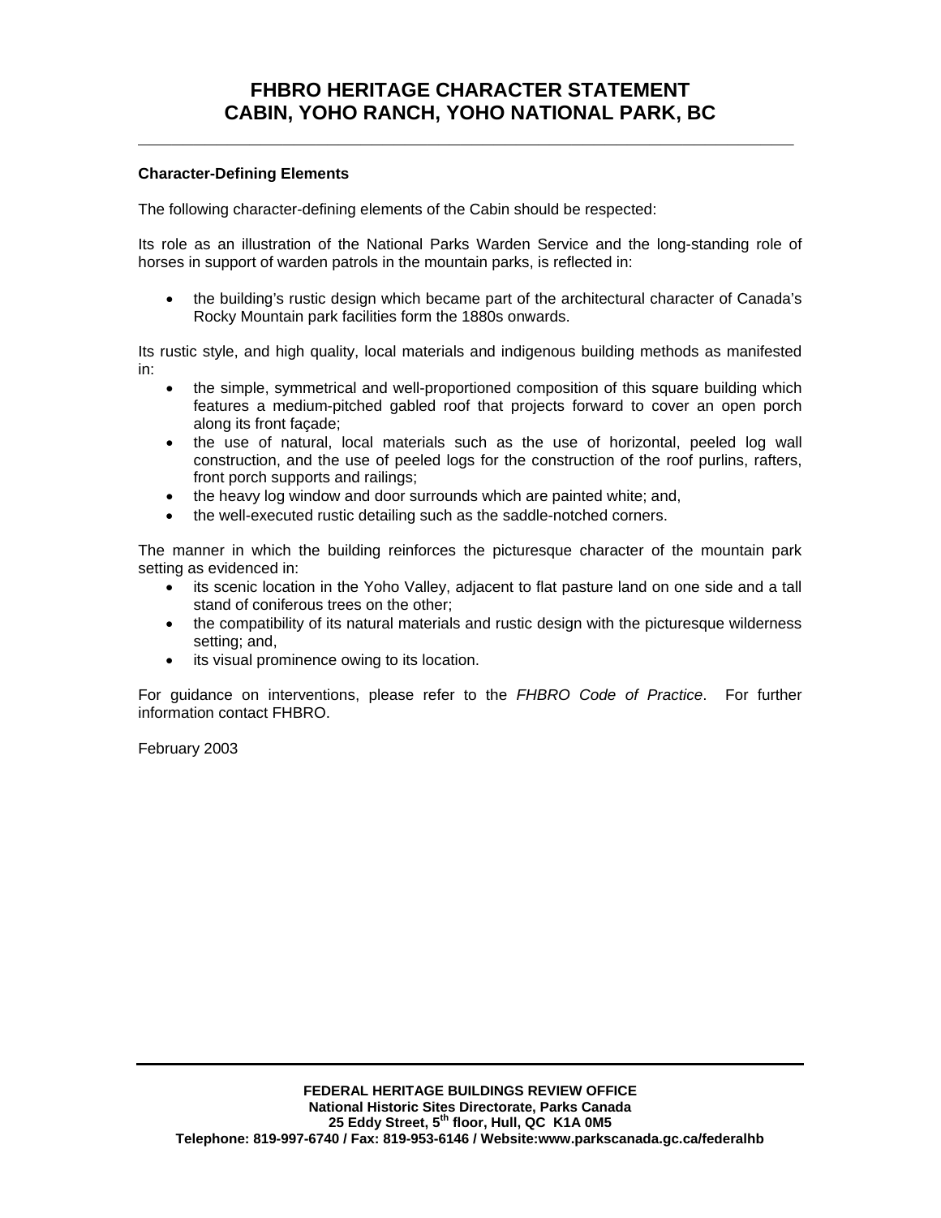# FHBRO HERITAGE CHARACTER STATEMENT
# CABIN, YOHO RANCH, YOHO NATIONAL PARK, BC

**Character-Defining Elements**

The following character-defining elements of the Cabin should be respected:

Its role as an illustration of the National Parks Warden Service and the long-standing role of horses in support of warden patrols in the mountain parks, is reflected in:

- the building's rustic design which became part of the architectural character of Canada's Rocky Mountain park facilities form the 1880s onwards.

Its rustic style, and high quality, local materials and indigenous building methods as manifested in:

- the simple, symmetrical and well-proportioned composition of this square building which features a medium-pitched gabled roof that projects forward to cover an open porch along its front façade;
- the use of natural, local materials such as the use of horizontal, peeled log wall construction, and the use of peeled logs for the construction of the roof purlins, rafters, front porch supports and railings;
- the heavy log window and door surrounds which are painted white; and,
- the well-executed rustic detailing such as the saddle-notched corners.

The manner in which the building reinforces the picturesque character of the mountain park setting as evidenced in:

- its scenic location in the Yoho Valley, adjacent to flat pasture land on one side and a tall stand of coniferous trees on the other;
- the compatibility of its natural materials and rustic design with the picturesque wilderness setting; and,
- its visual prominence owing to its location.

For guidance on interventions, please refer to the *FHBRO Code of Practice*. For further information contact FHBRO.

February 2003

**FEDERAL HERITAGE BUILDINGS REVIEW OFFICE**
**National Historic Sites Directorate, Parks Canada**
**25 Eddy Street, 5th floor, Hull, QC K1A 0M5**
**Telephone: 819-997-6740 / Fax: 819-953-6146 / Website:www.parkscanada.gc.ca/federalhb**